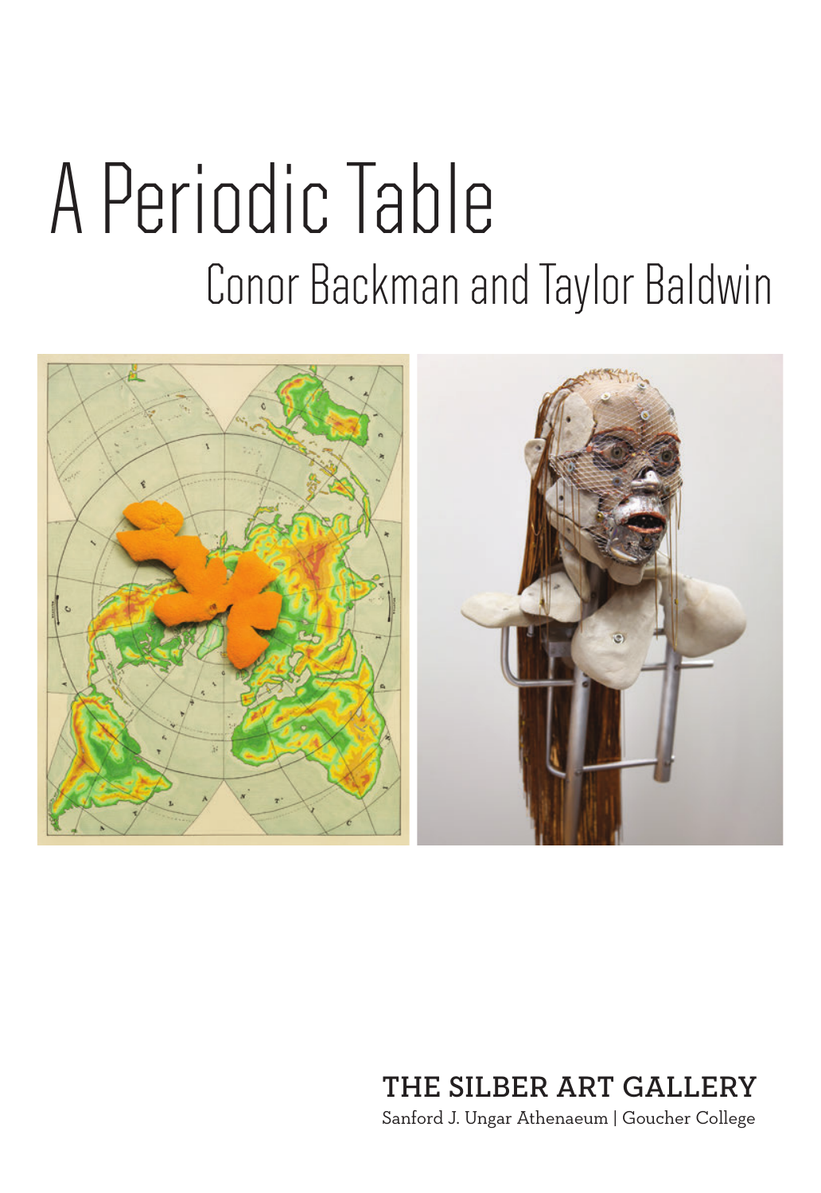# A Periodic Table

## Conor Backman and Taylor Baldwin

**THE SILBER ART GALLERY**

Sanford J. Ungar Athenaeum | Goucher College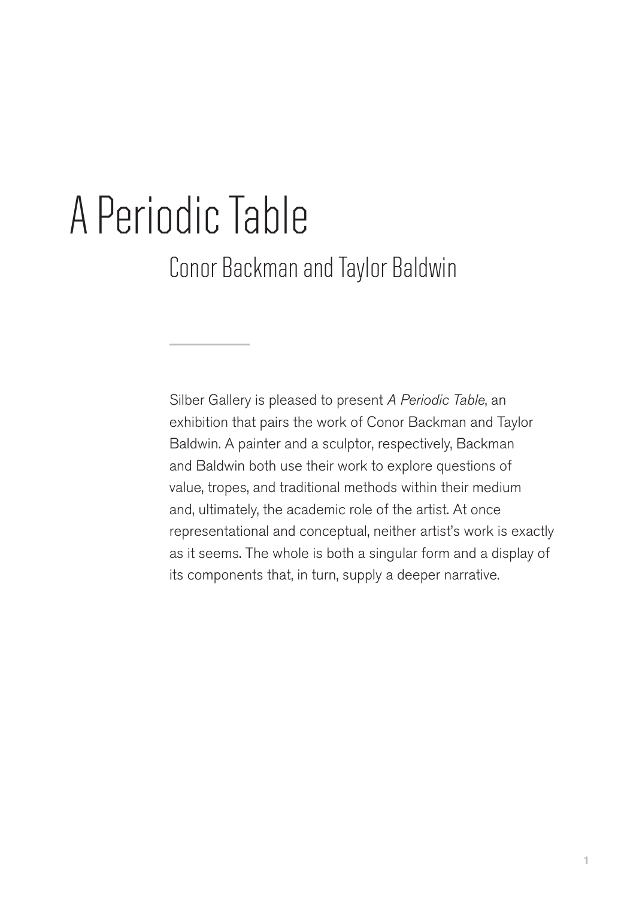# A Periodic Table

## Conor Backman and Taylor Baldwin

---

Silber Gallery is pleased to present *A Periodic Table*, an exhibition that pairs the work of Conor Backman and Taylor Baldwin. A painter and a sculptor, respectively, Backman and Baldwin both use their work to explore questions of value, tropes, and traditional methods within their medium and, ultimately, the academic role of the artist. At once representational and conceptual, neither artist's work is exactly as it seems. The whole is both a singular form and a display of its components that, in turn, supply a deeper narrative.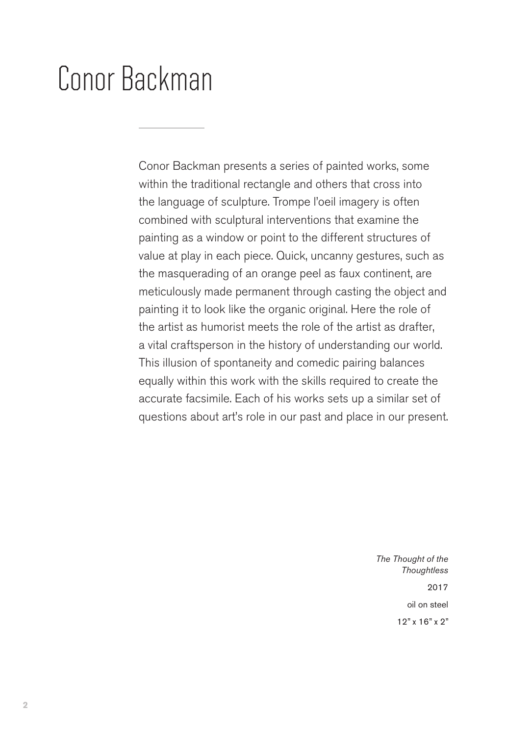# Conor Backman

Conor Backman presents a series of painted works, some within the traditional rectangle and others that cross into the language of sculpture. Trompe l'oeil imagery is often combined with sculptural interventions that examine the painting as a window or point to the different structures of value at play in each piece. Quick, uncanny gestures, such as the masquerading of an orange peel as faux continent, are meticulously made permanent through casting the object and painting it to look like the organic original. Here the role of the artist as humorist meets the role of the artist as drafter, a vital craftsperson in the history of understanding our world. This illusion of spontaneity and comedic pairing balances equally within this work with the skills required to create the accurate facsimile. Each of his works sets up a similar set of questions about art's role in our past and place in our present.

*The Thought of the Thoughtless*

2017

oil on steel

12" x 16" x 2"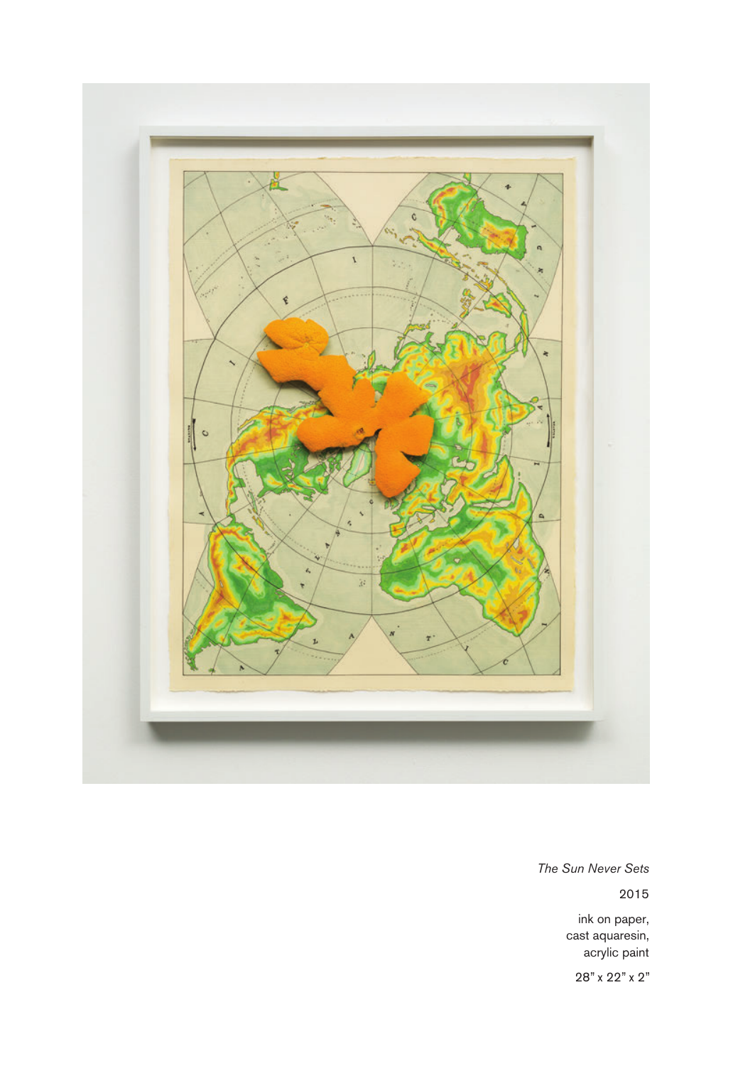*The Sun Never Sets*

2015

ink on paper,
cast aquaresin,
acrylic paint

28" x 22" x 2"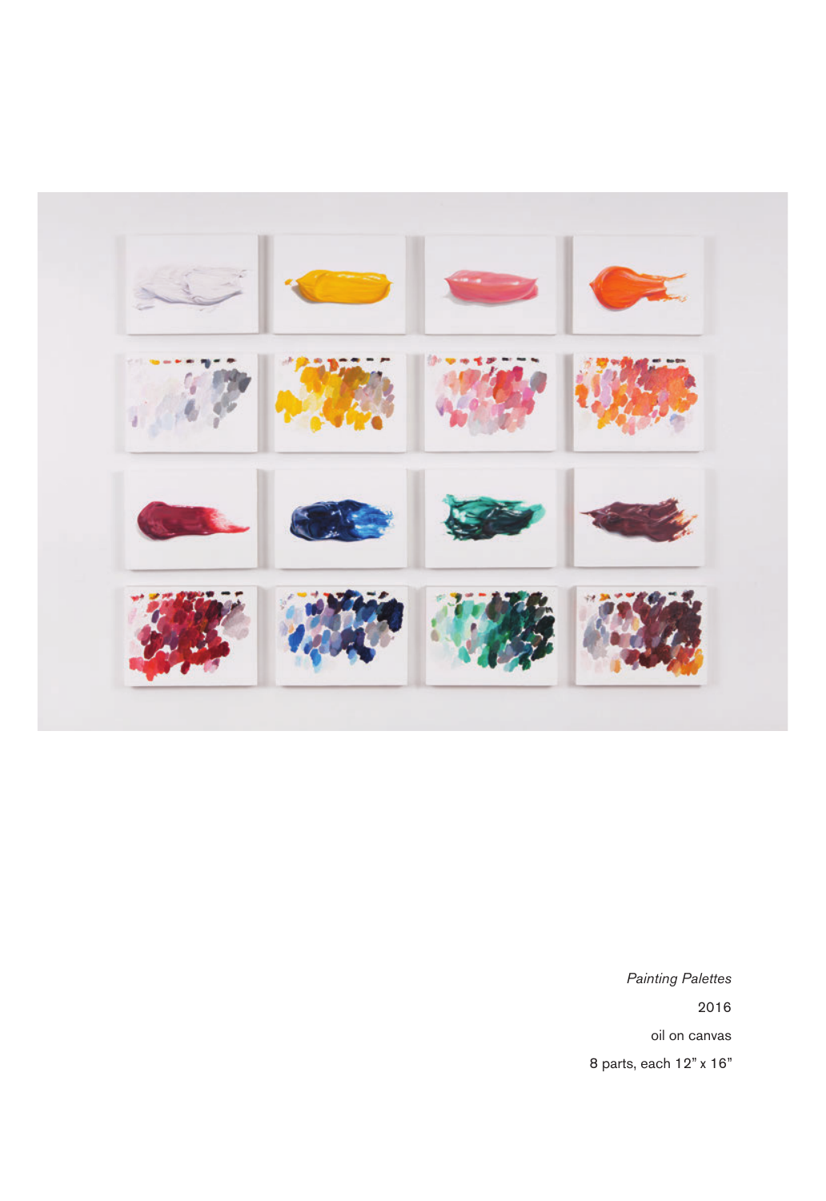*Painting Palettes*

2016

oil on canvas

8 parts, each 12" x 16"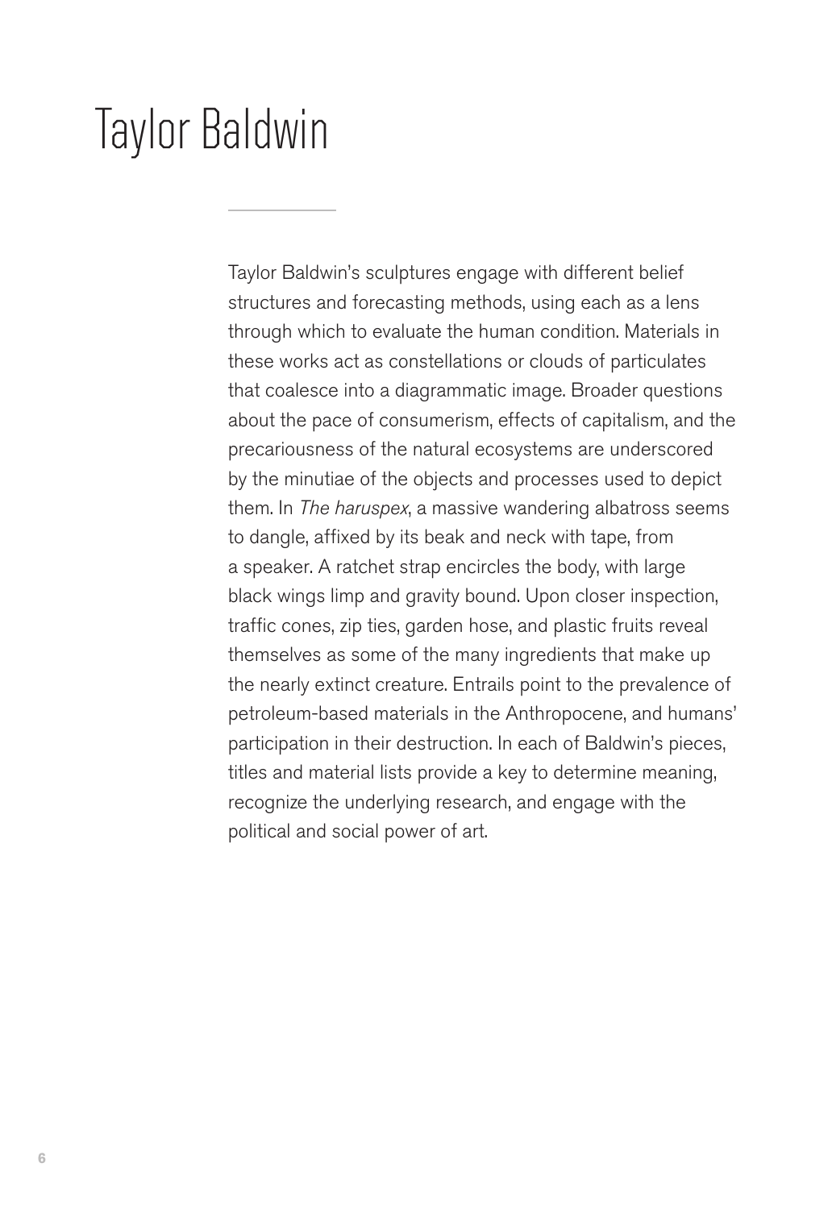# Taylor Baldwin

Taylor Baldwin's sculptures engage with different belief structures and forecasting methods, using each as a lens through which to evaluate the human condition. Materials in these works act as constellations or clouds of particulates that coalesce into a diagrammatic image. Broader questions about the pace of consumerism, effects of capitalism, and the precariousness of the natural ecosystems are underscored by the minutiae of the objects and processes used to depict them. In *The haruspex*, a massive wandering albatross seems to dangle, affixed by its beak and neck with tape, from a speaker. A ratchet strap encircles the body, with large black wings limp and gravity bound. Upon closer inspection, traffic cones, zip ties, garden hose, and plastic fruits reveal themselves as some of the many ingredients that make up the nearly extinct creature. Entrails point to the prevalence of petroleum-based materials in the Anthropocene, and humans' participation in their destruction. In each of Baldwin's pieces, titles and material lists provide a key to determine meaning, recognize the underlying research, and engage with the political and social power of art.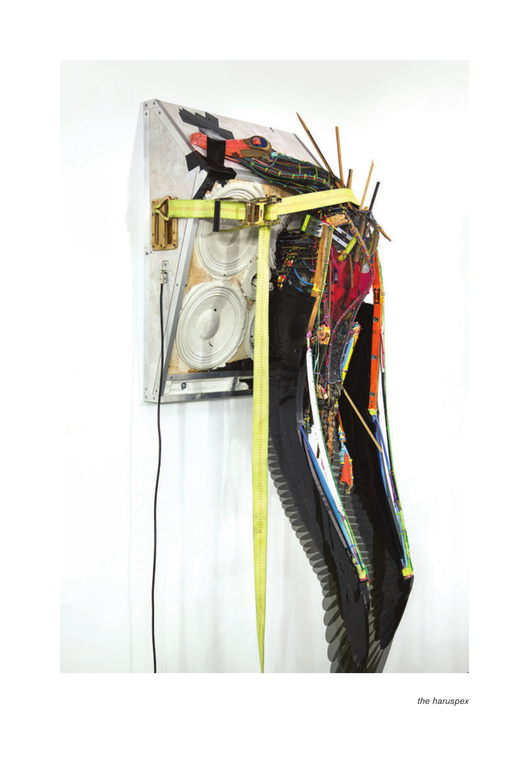*the haruspex*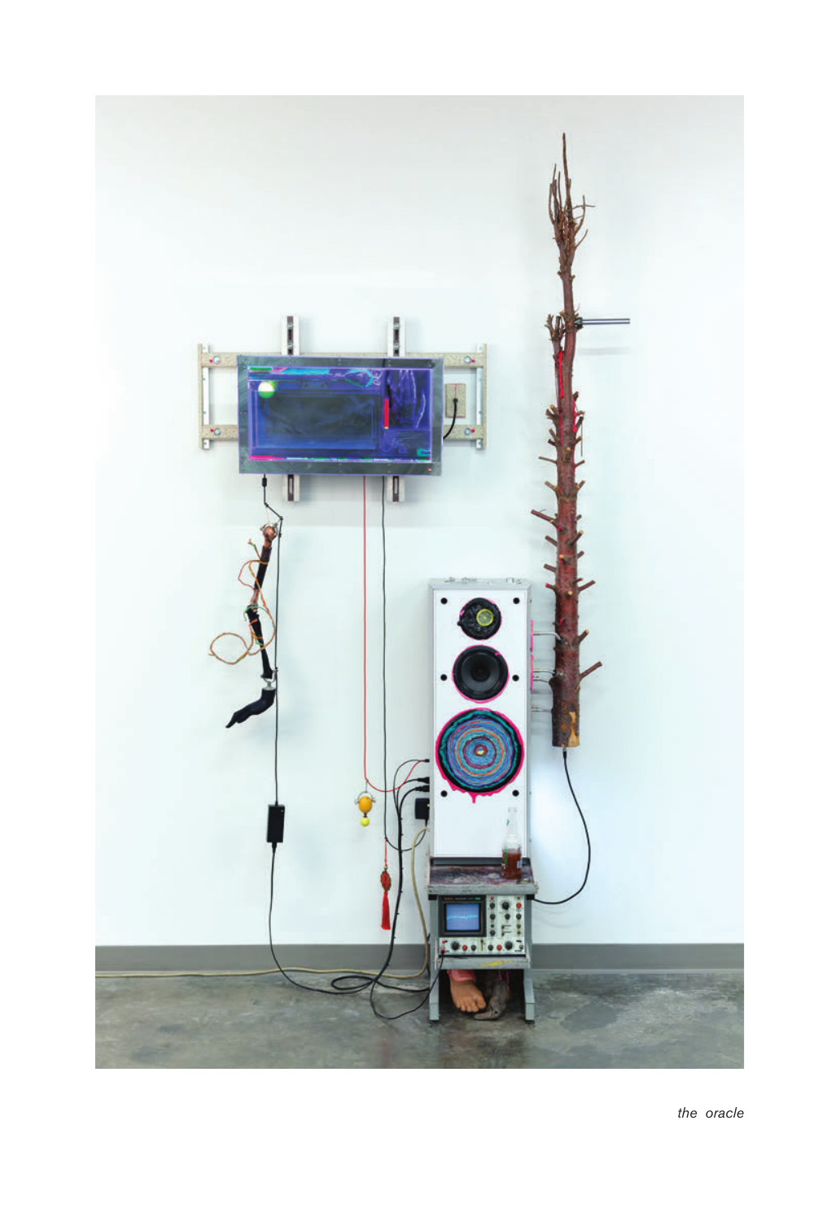*the oracle*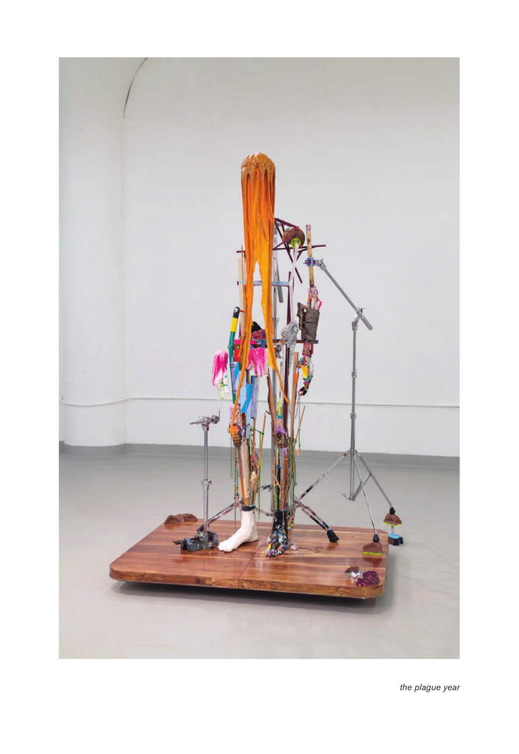*the plague year*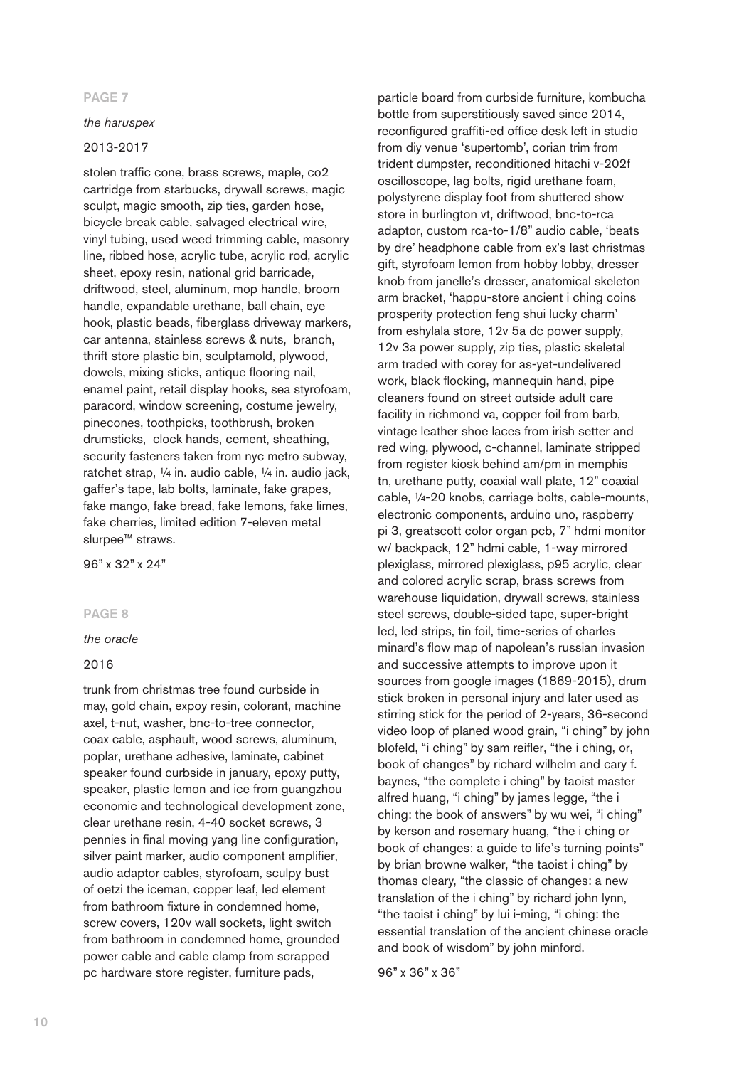## PAGE 7

*the haruspex*

2013-2017

stolen traffic cone, brass screws, maple, co2 cartridge from starbucks, drywall screws, magic sculpt, magic smooth, zip ties, garden hose, bicycle break cable, salvaged electrical wire, vinyl tubing, used weed trimming cable, masonry line, ribbed hose, acrylic tube, acrylic rod, acrylic sheet, epoxy resin, national grid barricade, driftwood, steel, aluminum, mop handle, broom handle, expandable urethane, ball chain, eye hook, plastic beads, fiberglass driveway markers, car antenna, stainless screws & nuts, branch, thrift store plastic bin, sculptamold, plywood, dowels, mixing sticks, antique flooring nail, enamel paint, retail display hooks, sea styrofoam, paracord, window screening, costume jewelry, pinecones, toothpicks, toothbrush, broken drumsticks, clock hands, cement, sheathing, security fasteners taken from nyc metro subway, ratchet strap, ¼ in. audio cable, ¼ in. audio jack, gaffer's tape, lab bolts, laminate, fake grapes, fake mango, fake bread, fake lemons, fake limes, fake cherries, limited edition 7-eleven metal slurpee™ straws.

96" x 32" x 24"

## PAGE 8

*the oracle*

2016

trunk from christmas tree found curbside in may, gold chain, expoy resin, colorant, machine axel, t-nut, washer, bnc-to-tree connector, coax cable, asphault, wood screws, aluminum, poplar, urethane adhesive, laminate, cabinet speaker found curbside in january, epoxy putty, speaker, plastic lemon and ice from guangzhou economic and technological development zone, clear urethane resin, 4-40 socket screws, 3 pennies in final moving yang line configuration, silver paint marker, audio component amplifier, audio adaptor cables, styrofoam, sculpy bust of oetzi the iceman, copper leaf, led element from bathroom fixture in condemned home, screw covers, 120v wall sockets, light switch from bathroom in condemned home, grounded power cable and cable clamp from scrapped pc hardware store register, furniture pads, particle board from curbside furniture, kombucha bottle from superstitiously saved since 2014, reconfigured graffiti-ed office desk left in studio from diy venue 'supertomb', corian trim from trident dumpster, reconditioned hitachi v-202f oscilloscope, lag bolts, rigid urethane foam, polystyrene display foot from shuttered show store in burlington vt, driftwood, bnc-to-rca adaptor, custom rca-to-1/8" audio cable, 'beats by dre' headphone cable from ex's last christmas gift, styrofoam lemon from hobby lobby, dresser knob from janelle's dresser, anatomical skeleton arm bracket, 'happu-store ancient i ching coins prosperity protection feng shui lucky charm' from eshylala store, 12v 5a dc power supply, 12v 3a power supply, zip ties, plastic skeletal arm traded with corey for as-yet-undelivered work, black flocking, mannequin hand, pipe cleaners found on street outside adult care facility in richmond va, copper foil from barb, vintage leather shoe laces from irish setter and red wing, plywood, c-channel, laminate stripped from register kiosk behind am/pm in memphis tn, urethane putty, coaxial wall plate, 12" coaxial cable, ¼-20 knobs, carriage bolts, cable-mounts, electronic components, arduino uno, raspberry pi 3, greatscott color organ pcb, 7" hdmi monitor w/ backpack, 12" hdmi cable, 1-way mirrored plexiglass, mirrored plexiglass, p95 acrylic, clear and colored acrylic scrap, brass screws from warehouse liquidation, drywall screws, stainless steel screws, double-sided tape, super-bright led, led strips, tin foil, time-series of charles minard's flow map of napolean's russian invasion and successive attempts to improve upon it sources from google images (1869-2015), drum stick broken in personal injury and later used as stirring stick for the period of 2-years, 36-second video loop of planed wood grain, "i ching" by john blofeld, "i ching" by sam reifler, "the i ching, or, book of changes" by richard wilhelm and cary f. baynes, "the complete i ching" by taoist master alfred huang, "i ching" by james legge, "the i ching: the book of answers" by wu wei, "i ching" by kerson and rosemary huang, "the i ching or book of changes: a guide to life's turning points" by brian browne walker, "the taoist i ching" by thomas cleary, "the classic of changes: a new translation of the i ching" by richard john lynn, "the taoist i ching" by lui i-ming, "i ching: the essential translation of the ancient chinese oracle and book of wisdom" by john minford.

96" x 36" x 36"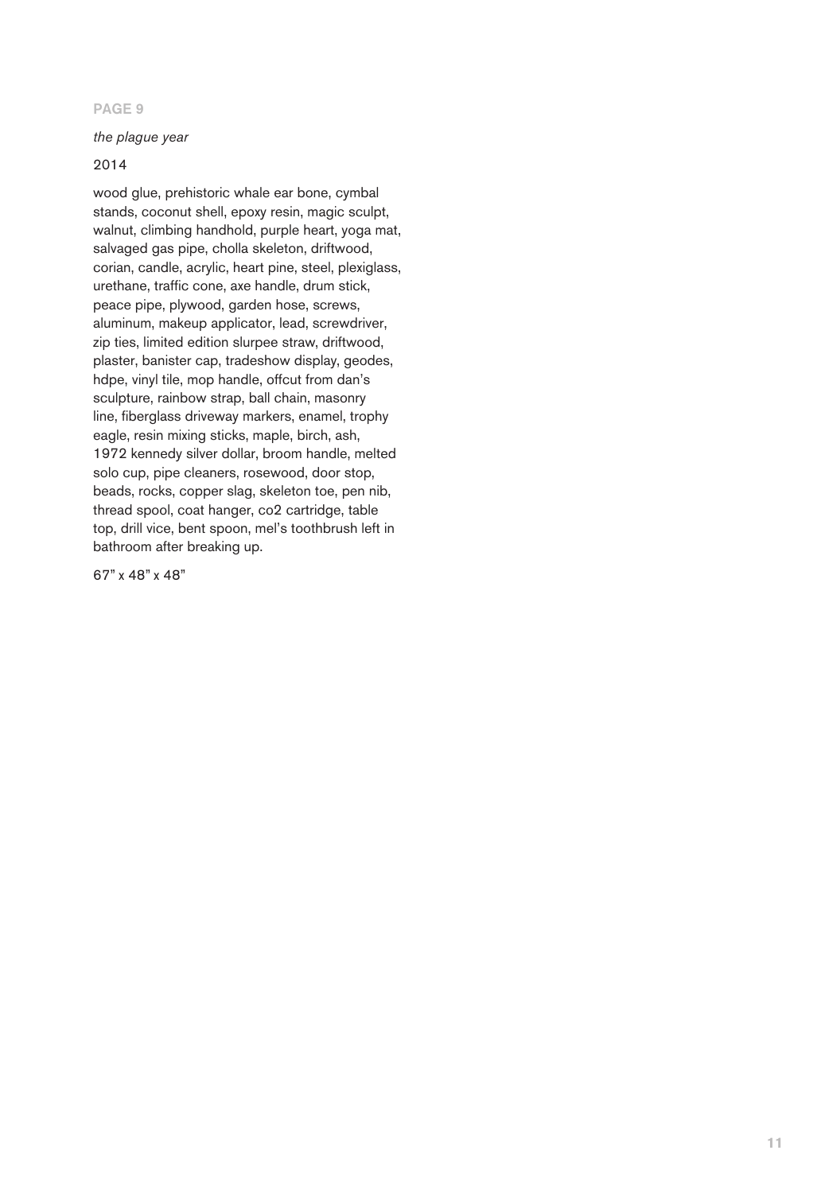**PAGE 9**

*the plague year*

2014

wood glue, prehistoric whale ear bone, cymbal stands, coconut shell, epoxy resin, magic sculpt, walnut, climbing handhold, purple heart, yoga mat, salvaged gas pipe, cholla skeleton, driftwood, corian, candle, acrylic, heart pine, steel, plexiglass, urethane, traffic cone, axe handle, drum stick, peace pipe, plywood, garden hose, screws, aluminum, makeup applicator, lead, screwdriver, zip ties, limited edition slurpee straw, driftwood, plaster, banister cap, tradeshow display, geodes, hdpe, vinyl tile, mop handle, offcut from dan's sculpture, rainbow strap, ball chain, masonry line, fiberglass driveway markers, enamel, trophy eagle, resin mixing sticks, maple, birch, ash, 1972 kennedy silver dollar, broom handle, melted solo cup, pipe cleaners, rosewood, door stop, beads, rocks, copper slag, skeleton toe, pen nib, thread spool, coat hanger, co2 cartridge, table top, drill vice, bent spoon, mel's toothbrush left in bathroom after breaking up.

67" x 48" x 48"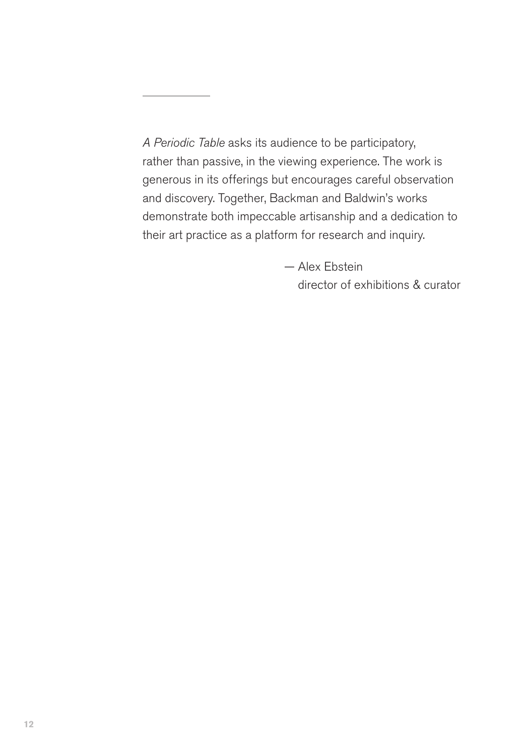*A Periodic Table* asks its audience to be participatory, rather than passive, in the viewing experience. The work is generous in its offerings but encourages careful observation and discovery. Together, Backman and Baldwin's works demonstrate both impeccable artisanship and a dedication to their art practice as a platform for research and inquiry.

— Alex Ebstein  
director of exhibitions & curator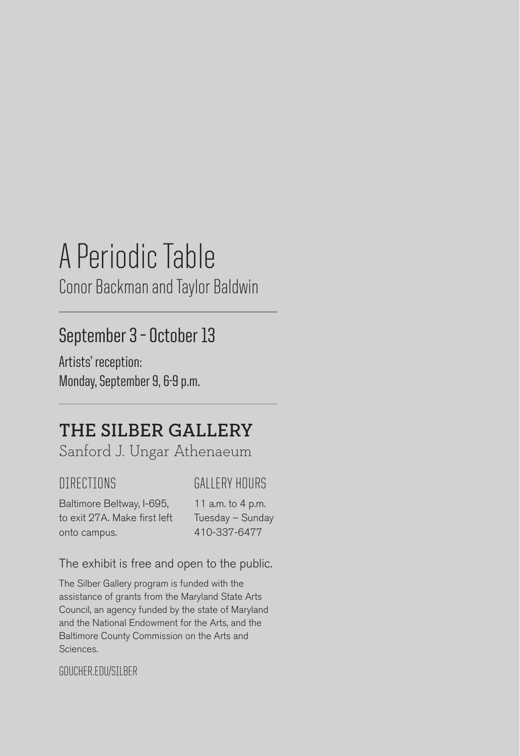# A Periodic Table

Conor Backman and Taylor Baldwin

---

## September 3 – October 13

Artists' reception:
Monday, September 9, 6-9 p.m.

---

## THE SILBER GALLERY

Sanford J. Ungar Athenaeum

### DIRECTIONS

Baltimore Beltway, I-695, to exit 27A. Make first left onto campus.

### GALLERY HOURS

11 a.m. to 4 p.m.
Tuesday – Sunday
410-337-6477

The exhibit is free and open to the public.

The Silber Gallery program is funded with the assistance of grants from the Maryland State Arts Council, an agency funded by the state of Maryland and the National Endowment for the Arts, and the Baltimore County Commission on the Arts and Sciences.

GOUCHER.EDU/SILBER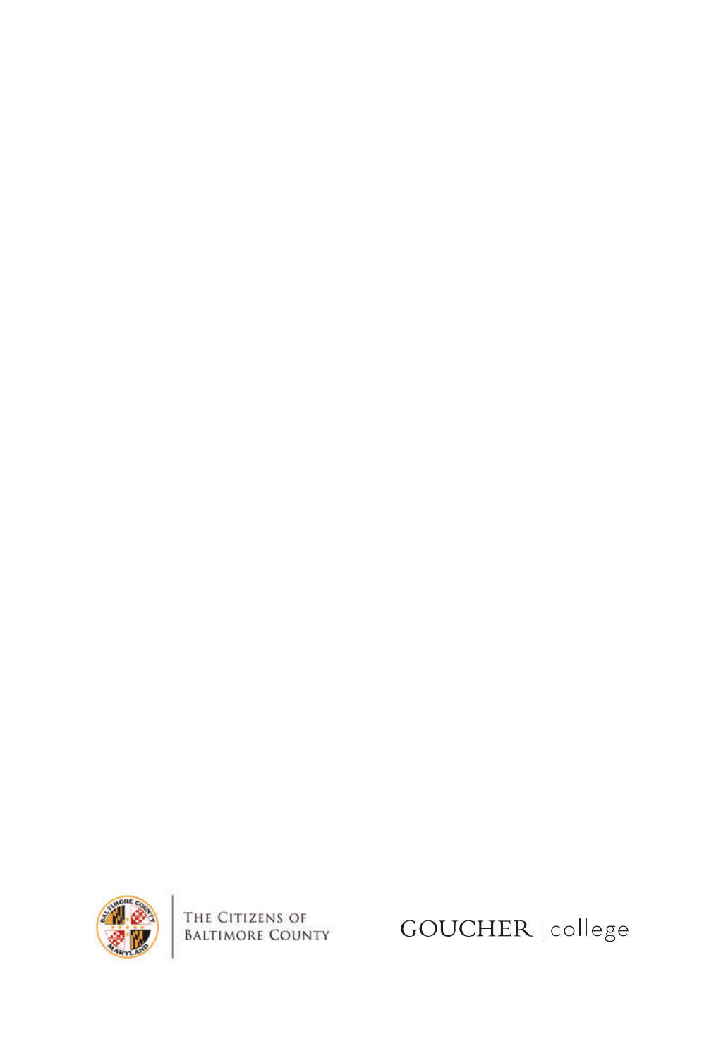The Citizens of
Baltimore County

GOUCHER | college